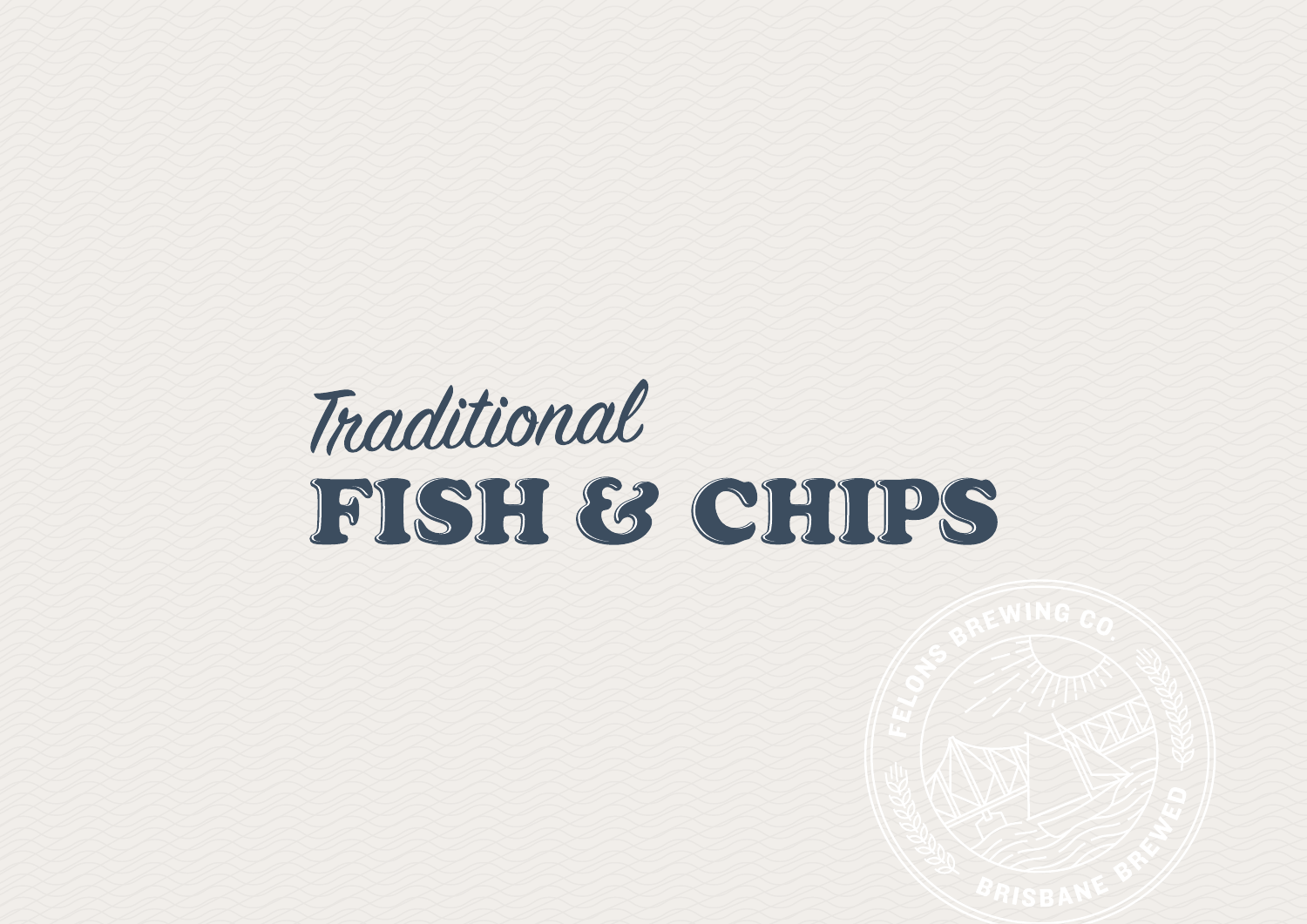*Traditional*

# FISH & CHIPS

FELONS BREWING CO.

BRISBANE BREWED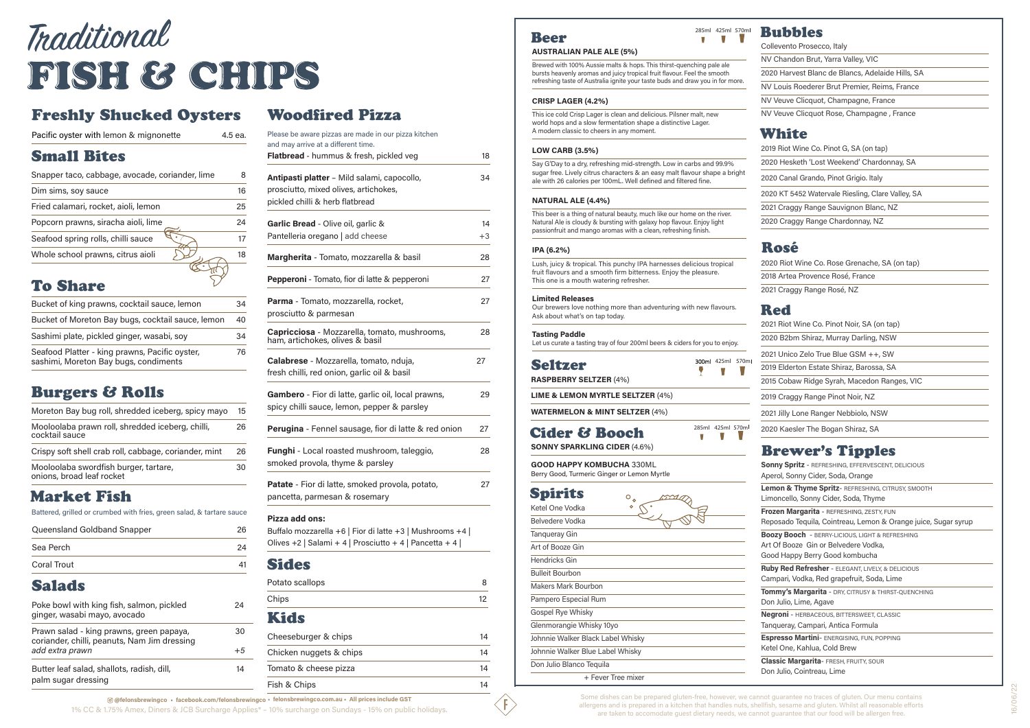# Traditional FISH & CHIPS

## Freshly Shucked Oysters

| | |
|---|---|
| Pacific oyster with lemon & mignonette | 4.5 ea. |

## Small Bites

| | |
|---|---|
| Snapper taco, cabbage, avocade, coriander, lime | 8 |
| Dim sims, soy sauce | 16 |
| Fried calamari, rocket, aioli, lemon | 25 |
| Popcorn prawns, siracha aioli, lime | 24 |
| Seafood spring rolls, chilli sauce | 17 |
| Whole school prawns, citrus aioli | 18 |

## To Share

| | |
|---|---|
| Bucket of king prawns, cocktail sauce, lemon | 34 |
| Bucket of Moreton Bay bugs, cocktail sauce, lemon | 40 |
| Sashimi plate, pickled ginger, wasabi, soy | 34 |
| Seafood Platter - king prawns, Pacific oyster, sashimi, Moreton Bay bugs, condiments | 76 |

## Burgers & Rolls

| | |
|---|---|
| Moreton Bay bug roll, shredded iceberg, spicy mayo | 15 |
| Mooloolaba prawn roll, shredded iceberg, chilli, cocktail sauce | 26 |
| Crispy soft shell crab roll, cabbage, coriander, mint | 26 |
| Mooloolaba swordfish burger, tartare, onions, broad leaf rocket | 30 |

## Market Fish

Battered, grilled or crumbed with fries, green salad, & tartare sauce

| | |
|---|---|
| Queensland Goldband Snapper | 26 |
| Sea Perch | 24 |
| Coral Trout | 41 |

## Salads

| | |
|---|---|
| Poke bowl with king fish, salmon, pickled ginger, wasabi mayo, avocado | 24 |
| Prawn salad - king prawns, green papaya, coriander, chilli, peanuts, Nam Jim dressing | 30 |
| *add extra prawn* | *+5* |
| Butter leaf salad, shallots, radish, dill, palm sugar dressing | 14 |

## Woodfired Pizza

Please be aware pizzas are made in our pizza kitchen and may arrive at a different time.

| | |
|---|---|
| **Flatbread** - hummus & fresh, pickled veg | 18 |
| **Antipasti platter** – Mild salami, capocollo, prosciutto, mixed olives, artichokes, pickled chilli & herb flatbread | 34 |
| **Garlic Bread** - Olive oil, garlic & Pantelleria oregano \| add cheese | 14 / +3 |
| **Margherita** - Tomato, mozzarella & basil | 28 |
| **Pepperoni** - Tomato, fior di latte & pepperoni | 27 |
| **Parma** - Tomato, mozzarella, rocket, prosciutto & parmesan | 27 |
| **Capricciosa** - Mozzarella, tomato, mushrooms, ham, artichokes, olives & basil | 28 |
| **Calabrese** - Mozzarella, tomato, nduja, fresh chilli, red onion, garlic oil & basil | 27 |
| **Gambero** - Fior di latte, garlic oil, local prawns, spicy chilli sauce, lemon, pepper & parsley | 29 |
| **Perugina** - Fennel sausage, fior di latte & red onion | 27 |
| **Funghi** - Local roasted mushroom, taleggio, smoked provola, thyme & parsley | 28 |
| **Patate** - Fior di latte, smoked provola, potato, pancetta, parmesan & rosemary | 27 |

**Pizza add ons:**

Buffalo mozzarella +6 | Fior di latte +3 | Mushrooms +4 | Olives +2 | Salami + 4 | Prosciutto + 4 | Pancetta + 4 |

## Sides

| | |
|---|---|
| Potato scallops | 8 |
| Chips | 12 |

## Kids

| | |
|---|---|
| Cheeseburger & chips | 14 |
| Chicken nuggets & chips | 14 |
| Tomato & cheese pizza | 14 |
| Fish & Chips | 14 |

## Beer

285ml 425ml 570ml

**AUSTRALIAN PALE ALE (5%)**

Brewed with 100% Aussie malts & hops. This thirst-quenching pale ale bursts heavenly aromas and juicy tropical fruit flavour. Feel the smooth refreshing taste of Australia ignite your taste buds and draw you in for more.

**CRISP LAGER (4.2%)**

This ice cold Crisp Lager is clean and delicious. Pilsner malt, new world hops and a slow fermentation shape a distinctive Lager. A modern classic to cheers in any moment.

**LOW CARB (3.5%)**

Say G'Day to a dry, refreshing mid-strength. Low in carbs and 99.9% sugar free. Lively citrus characters & an easy malt flavour shape a bright ale with 26 calories per 100mL. Well defined and filtered fine.

**NATURAL ALE (4.4%)**

This beer is a thing of natural beauty, much like our home on the river. Natural Ale is cloudy & bursting with galaxy hop flavour. Enjoy light passionfruit and mango aromas with a clean, refreshing finish.

**IPA (6.2%)**

Lush, juicy & tropical. This punchy IPA harnesses delicious tropical fruit flavours and a smooth firm bitterness. Enjoy the pleasure. This one is a mouth watering refresher.

**Limited Releases**

Our brewers love nothing more than adventuring with new flavours. Ask about what's on tap today.

**Tasting Paddle**

Let us curate a tasting tray of four 200ml beers & ciders for you to enjoy.

## Seltzer

300ml 425ml 570ml

**RASPBERRY SELTZER** (4%)

**LIME & LEMON MYRTLE SELTZER** (4%)

**WATERMELON & MINT SELTZER** (4%)

## Cider & Booch

285ml 425ml 570ml

**SONNY SPARKLING CIDER** (4.6%)

**GOOD HAPPY KOMBUCHA** 330ML

Berry Good, Turmeric Ginger or Lemon Myrtle

## Spirits

- Ketel One Vodka
- Belvedere Vodka
- Tanqueray Gin
- Art of Booze Gin
- Hendricks Gin
- Bulleit Bourbon
- Makers Mark Bourbon
- Pampero Especial Rum
- Gospel Rye Whisky
- Glenmorangie Whisky 10yo
- Johnnie Walker Black Label Whisky
- Johnnie Walker Blue Label Whisky
- Don Julio Blanco Tequila

+ Fever Tree mixer

## Bubbles

- Collevento Prosecco, Italy
- NV Chandon Brut, Yarra Valley, VIC
- 2020 Harvest Blanc de Blancs, Adelaide Hills, SA
- NV Louis Roederer Brut Premier, Reims, France
- NV Veuve Clicquot, Champagne, France
- NV Veuve Clicquot Rose, Champagne , France

## White

- 2019 Riot Wine Co. Pinot G, SA (on tap)
- 2020 Hesketh 'Lost Weekend' Chardonnay, SA
- 2020 Canal Grando, Pinot Grigio. Italy
- 2020 KT 5452 Watervale Riesling, Clare Valley, SA
- 2021 Craggy Range Sauvignon Blanc, NZ
- 2020 Craggy Range Chardonnay, NZ

## Rosé

- 2020 Riot Wine Co. Rose Grenache, SA (on tap)
- 2018 Artea Provence Rosé, France
- 2021 Craggy Range Rosé, NZ

## Red

- 2021 Riot Wine Co. Pinot Noir, SA (on tap)
- 2020 B2bm Shiraz, Murray Darling, NSW
- 2021 Unico Zelo True Blue GSM ++, SW
- 2019 Elderton Estate Shiraz, Barossa, SA
- 2015 Cobaw Ridge Syrah, Macedon Ranges, VIC
- 2019 Craggy Range Pinot Noir, NZ
- 2021 Jilly Lone Ranger Nebbiolo, NSW
- 2020 Kaesler The Bogan Shiraz, SA

## Brewer's Tipples

**Sonny Spritz** - REFRESHING, EFFERVESCENT, DELICIOUS
Aperol, Sonny Cider, Soda, Orange

**Lemon & Thyme Spritz**- REFRESHING, CITRUSY, SMOOTH
Limoncello, Sonny Cider, Soda, Thyme

**Frozen Margarita** - REFRESHING, ZESTY, FUN
Reposado Tequila, Cointreau, Lemon & Orange juice, Sugar syrup

**Boozy Booch** - BERRY-LICIOUS, LIGHT & REFRESHING
Art Of Booze Gin or Belvedere Vodka, Good Happy Berry Good kombucha

**Ruby Red Refresher** - ELEGANT, LIVELY, & DELICIOUS
Campari, Vodka, Red grapefruit, Soda, Lime

**Tommy's Margarita** - DRY, CITRUS & THIRST-QUENCHING
Don Julio, Lime, Agave

**Negroni** - HERBACEOUS, BITTERSWEET, CLASSIC
Tanqueray, Campari, Antica Formula

**Espresso Martini**- ENERGISING, FUN, POPPING
Ketel One, Kahlua, Cold Brew

**Classic Margarita**- FRESH, FRUITY, SOUR
Don Julio, Cointreau, Lime

@felonsbrewingco • facebook.com/felonsbrewingco • felonsbrewingco.com.au • All prices include GST

1% CC & 1.75% Amex, Diners & JCB Surcharge Applies* - 10% surcharge on Sundays - 15% on public holidays.

Some dishes can be prepared gluten-free, however, we cannot guarantee no traces of gluten. Our menu contains allergens and is prepared in a kitchen that handles nuts, shellfish, sesame and gluten. Whilst all reasonable efforts are taken to accomodate guest dietary needs, we cannot guarantee that our food will be allergen free.

16/06/22